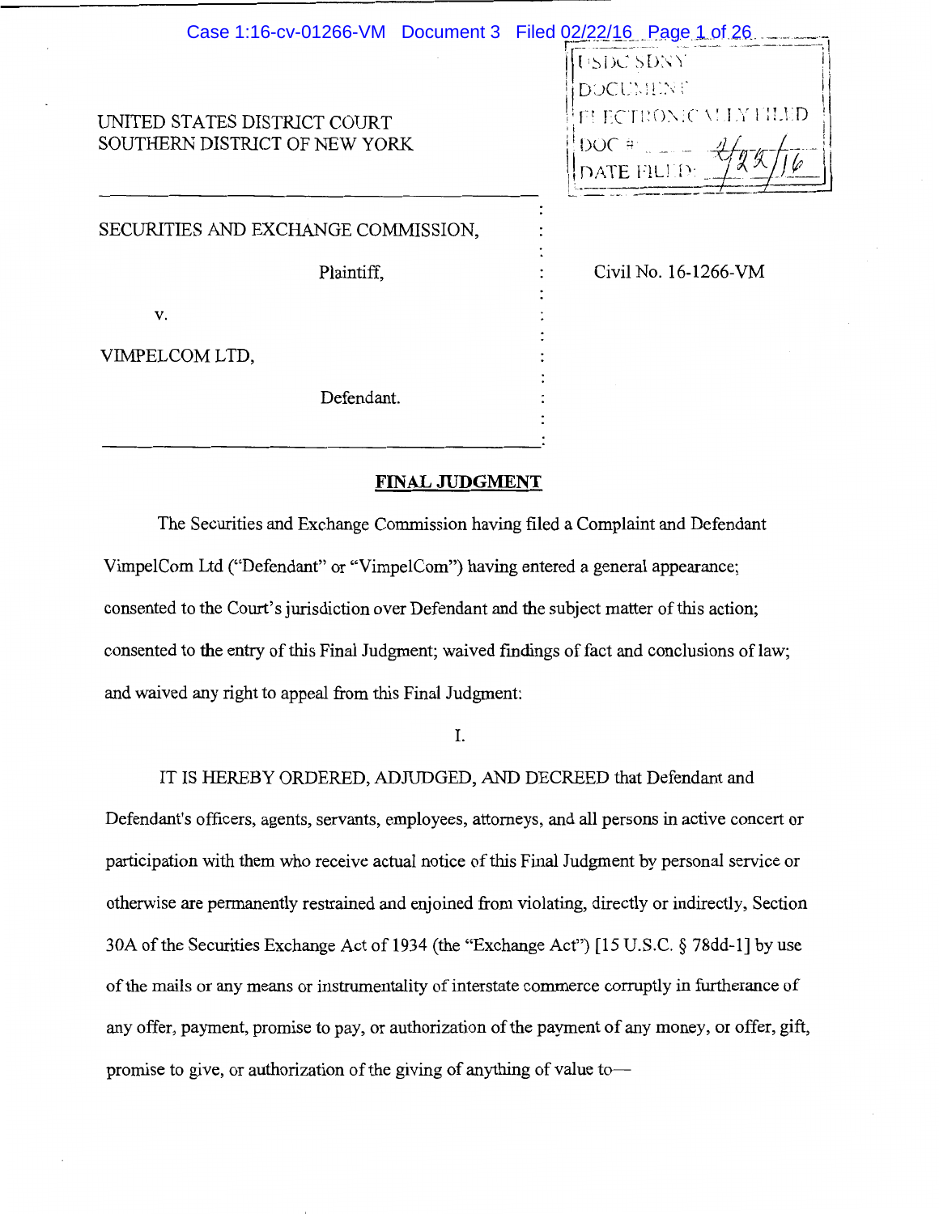UNITED STATES DISTRICT COURT
SOUTHERN DISTRICT OF NEW YORK

USDC SDNY
DOCUMENT
ELECTRONICALLY FILED
DOC #: ____
DATE FILED: 2/22/16

SECURITIES AND EXCHANGE COMMISSION,

Plaintiff,

v.

VIMPELCOM LTD,

Defendant.

Civil No. 16-1266-VM

## FINAL JUDGMENT

The Securities and Exchange Commission having filed a Complaint and Defendant VimpelCom Ltd ("Defendant" or "VimpelCom") having entered a general appearance; consented to the Court's jurisdiction over Defendant and the subject matter of this action; consented to the entry of this Final Judgment; waived findings of fact and conclusions of law; and waived any right to appeal from this Final Judgment:

I.

IT IS HEREBY ORDERED, ADJUDGED, AND DECREED that Defendant and Defendant's officers, agents, servants, employees, attorneys, and all persons in active concert or participation with them who receive actual notice of this Final Judgment by personal service or otherwise are permanently restrained and enjoined from violating, directly or indirectly, Section 30A of the Securities Exchange Act of 1934 (the "Exchange Act") [15 U.S.C. § 78dd-1] by use of the mails or any means or instrumentality of interstate commerce corruptly in furtherance of any offer, payment, promise to pay, or authorization of the payment of any money, or offer, gift, promise to give, or authorization of the giving of anything of value to—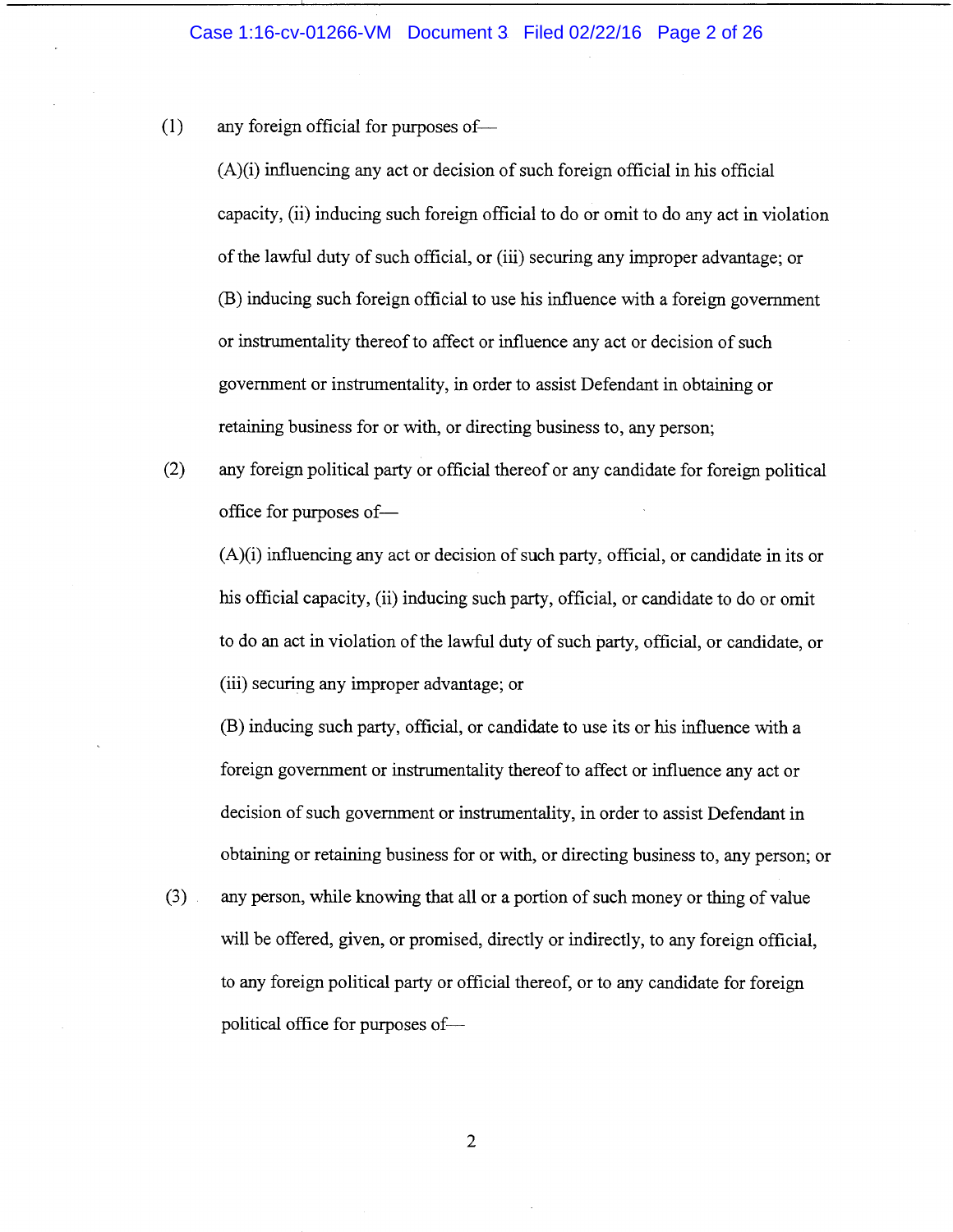(1) any foreign official for purposes of—

(A)(i) influencing any act or decision of such foreign official in his official capacity, (ii) inducing such foreign official to do or omit to do any act in violation of the lawful duty of such official, or (iii) securing any improper advantage; or

(B) inducing such foreign official to use his influence with a foreign government or instrumentality thereof to affect or influence any act or decision of such government or instrumentality, in order to assist Defendant in obtaining or retaining business for or with, or directing business to, any person;

(2) any foreign political party or official thereof or any candidate for foreign political office for purposes of—

(A)(i) influencing any act or decision of such party, official, or candidate in its or his official capacity, (ii) inducing such party, official, or candidate to do or omit to do an act in violation of the lawful duty of such party, official, or candidate, or (iii) securing any improper advantage; or

(B) inducing such party, official, or candidate to use its or his influence with a foreign government or instrumentality thereof to affect or influence any act or decision of such government or instrumentality, in order to assist Defendant in obtaining or retaining business for or with, or directing business to, any person; or

(3) any person, while knowing that all or a portion of such money or thing of value will be offered, given, or promised, directly or indirectly, to any foreign official, to any foreign political party or official thereof, or to any candidate for foreign political office for purposes of—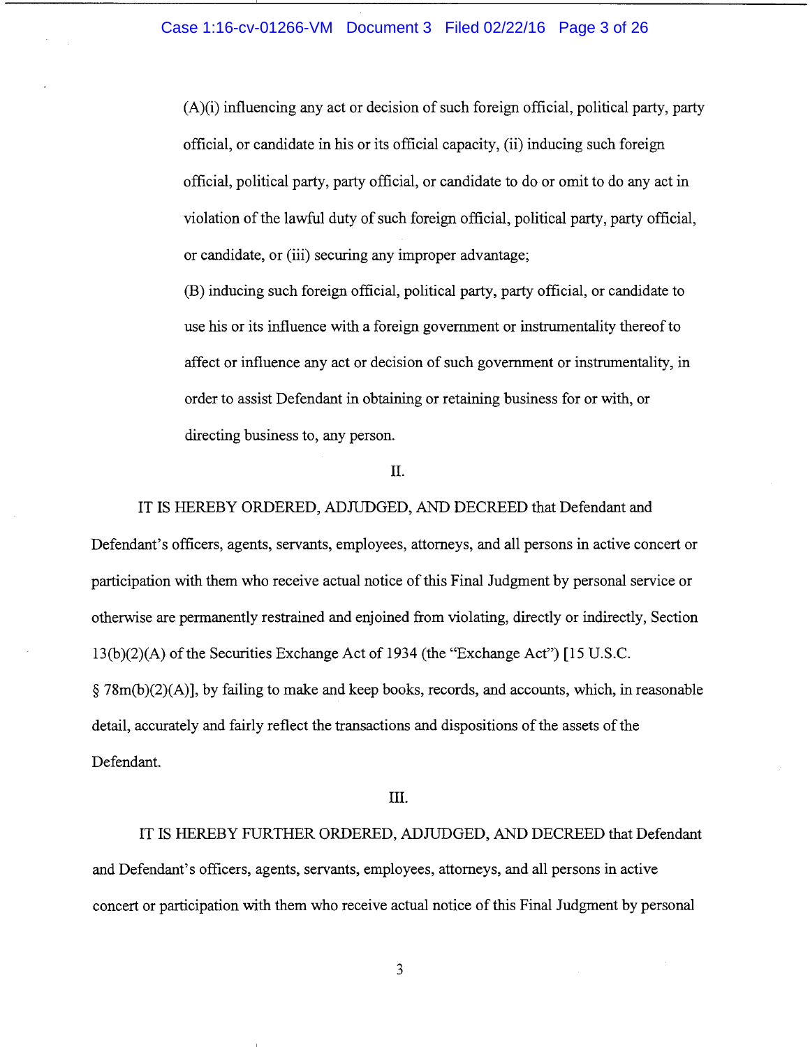(A)(i) influencing any act or decision of such foreign official, political party, party official, or candidate in his or its official capacity, (ii) inducing such foreign official, political party, party official, or candidate to do or omit to do any act in violation of the lawful duty of such foreign official, political party, party official, or candidate, or (iii) securing any improper advantage;

(B) inducing such foreign official, political party, party official, or candidate to use his or its influence with a foreign government or instrumentality thereof to affect or influence any act or decision of such government or instrumentality, in order to assist Defendant in obtaining or retaining business for or with, or directing business to, any person.

II.

IT IS HEREBY ORDERED, ADJUDGED, AND DECREED that Defendant and Defendant's officers, agents, servants, employees, attorneys, and all persons in active concert or participation with them who receive actual notice of this Final Judgment by personal service or otherwise are permanently restrained and enjoined from violating, directly or indirectly, Section 13(b)(2)(A) of the Securities Exchange Act of 1934 (the "Exchange Act") [15 U.S.C. § 78m(b)(2)(A)], by failing to make and keep books, records, and accounts, which, in reasonable detail, accurately and fairly reflect the transactions and dispositions of the assets of the Defendant.

III.

IT IS HEREBY FURTHER ORDERED, ADJUDGED, AND DECREED that Defendant and Defendant's officers, agents, servants, employees, attorneys, and all persons in active concert or participation with them who receive actual notice of this Final Judgment by personal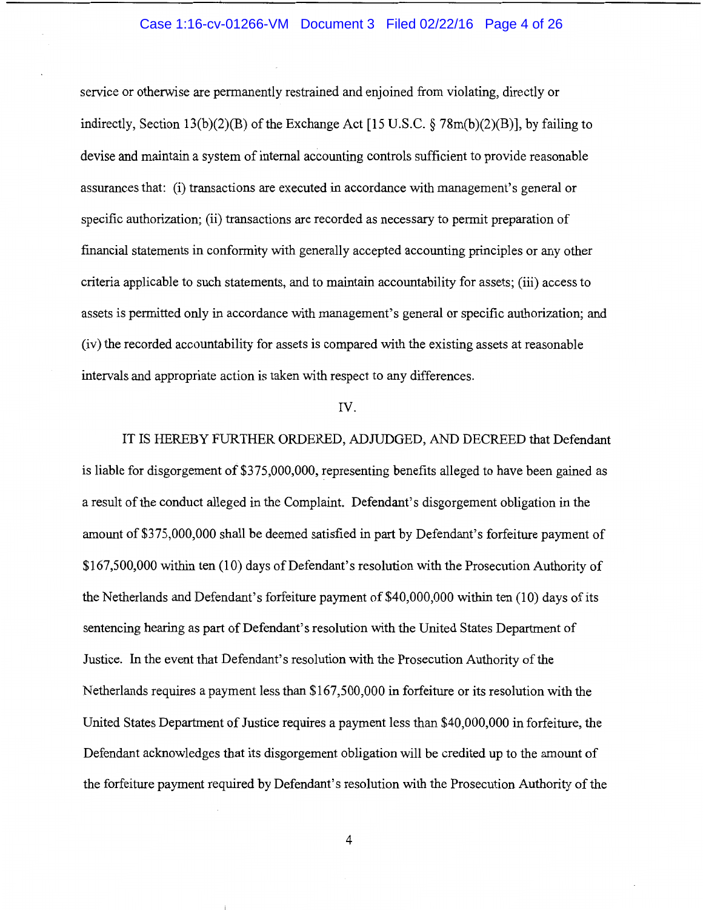service or otherwise are permanently restrained and enjoined from violating, directly or indirectly, Section 13(b)(2)(B) of the Exchange Act [15 U.S.C. § 78m(b)(2)(B)], by failing to devise and maintain a system of internal accounting controls sufficient to provide reasonable assurances that: (i) transactions are executed in accordance with management's general or specific authorization; (ii) transactions are recorded as necessary to permit preparation of financial statements in conformity with generally accepted accounting principles or any other criteria applicable to such statements, and to maintain accountability for assets; (iii) access to assets is permitted only in accordance with management's general or specific authorization; and (iv) the recorded accountability for assets is compared with the existing assets at reasonable intervals and appropriate action is taken with respect to any differences.

IV.

IT IS HEREBY FURTHER ORDERED, ADJUDGED, AND DECREED that Defendant is liable for disgorgement of $375,000,000, representing benefits alleged to have been gained as a result of the conduct alleged in the Complaint. Defendant's disgorgement obligation in the amount of $375,000,000 shall be deemed satisfied in part by Defendant's forfeiture payment of $167,500,000 within ten (10) days of Defendant's resolution with the Prosecution Authority of the Netherlands and Defendant's forfeiture payment of $40,000,000 within ten (10) days of its sentencing hearing as part of Defendant's resolution with the United States Department of Justice. In the event that Defendant's resolution with the Prosecution Authority of the Netherlands requires a payment less than $167,500,000 in forfeiture or its resolution with the United States Department of Justice requires a payment less than $40,000,000 in forfeiture, the Defendant acknowledges that its disgorgement obligation will be credited up to the amount of the forfeiture payment required by Defendant's resolution with the Prosecution Authority of the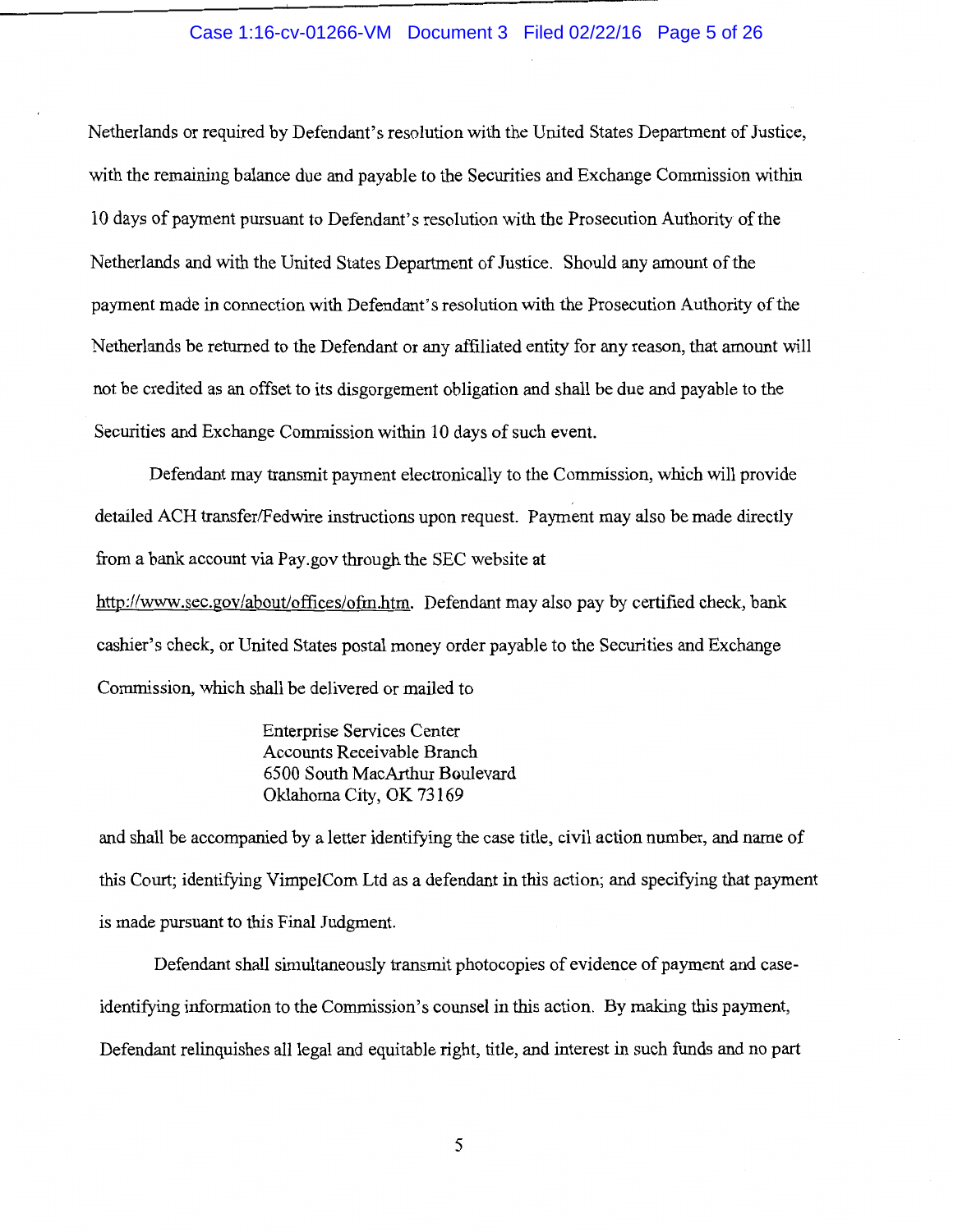Netherlands or required by Defendant's resolution with the United States Department of Justice, with the remaining balance due and payable to the Securities and Exchange Commission within 10 days of payment pursuant to Defendant's resolution with the Prosecution Authority of the Netherlands and with the United States Department of Justice. Should any amount of the payment made in connection with Defendant's resolution with the Prosecution Authority of the Netherlands be returned to the Defendant or any affiliated entity for any reason, that amount will not be credited as an offset to its disgorgement obligation and shall be due and payable to the Securities and Exchange Commission within 10 days of such event.

Defendant may transmit payment electronically to the Commission, which will provide detailed ACH transfer/Fedwire instructions upon request. Payment may also be made directly from a bank account via Pay.gov through the SEC website at http://www.sec.gov/about/offices/ofm.htm. Defendant may also pay by certified check, bank cashier's check, or United States postal money order payable to the Securities and Exchange Commission, which shall be delivered or mailed to

> Enterprise Services Center
> Accounts Receivable Branch
> 6500 South MacArthur Boulevard
> Oklahoma City, OK 73169

and shall be accompanied by a letter identifying the case title, civil action number, and name of this Court; identifying VimpelCom Ltd as a defendant in this action; and specifying that payment is made pursuant to this Final Judgment.

Defendant shall simultaneously transmit photocopies of evidence of payment and case-identifying information to the Commission's counsel in this action. By making this payment, Defendant relinquishes all legal and equitable right, title, and interest in such funds and no part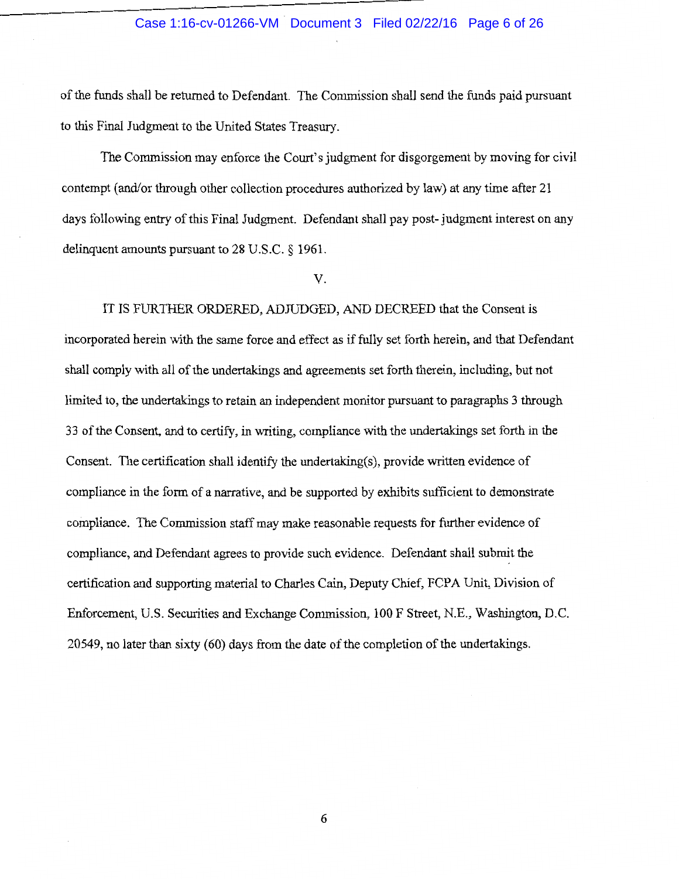of the funds shall be returned to Defendant. The Commission shall send the funds paid pursuant to this Final Judgment to the United States Treasury.

The Commission may enforce the Court's judgment for disgorgement by moving for civil contempt (and/or through other collection procedures authorized by law) at any time after 21 days following entry of this Final Judgment. Defendant shall pay post- judgment interest on any delinquent amounts pursuant to 28 U.S.C. § 1961.

V.

IT IS FURTHER ORDERED, ADJUDGED, AND DECREED that the Consent is incorporated herein with the same force and effect as if fully set forth herein, and that Defendant shall comply with all of the undertakings and agreements set forth therein, including, but not limited to, the undertakings to retain an independent monitor pursuant to paragraphs 3 through 33 of the Consent, and to certify, in writing, compliance with the undertakings set forth in the Consent. The certification shall identify the undertaking(s), provide written evidence of compliance in the form of a narrative, and be supported by exhibits sufficient to demonstrate compliance. The Commission staff may make reasonable requests for further evidence of compliance, and Defendant agrees to provide such evidence. Defendant shall submit the certification and supporting material to Charles Cain, Deputy Chief, FCPA Unit, Division of Enforcement, U.S. Securities and Exchange Commission, 100 F Street, N.E., Washington, D.C. 20549, no later than sixty (60) days from the date of the completion of the undertakings.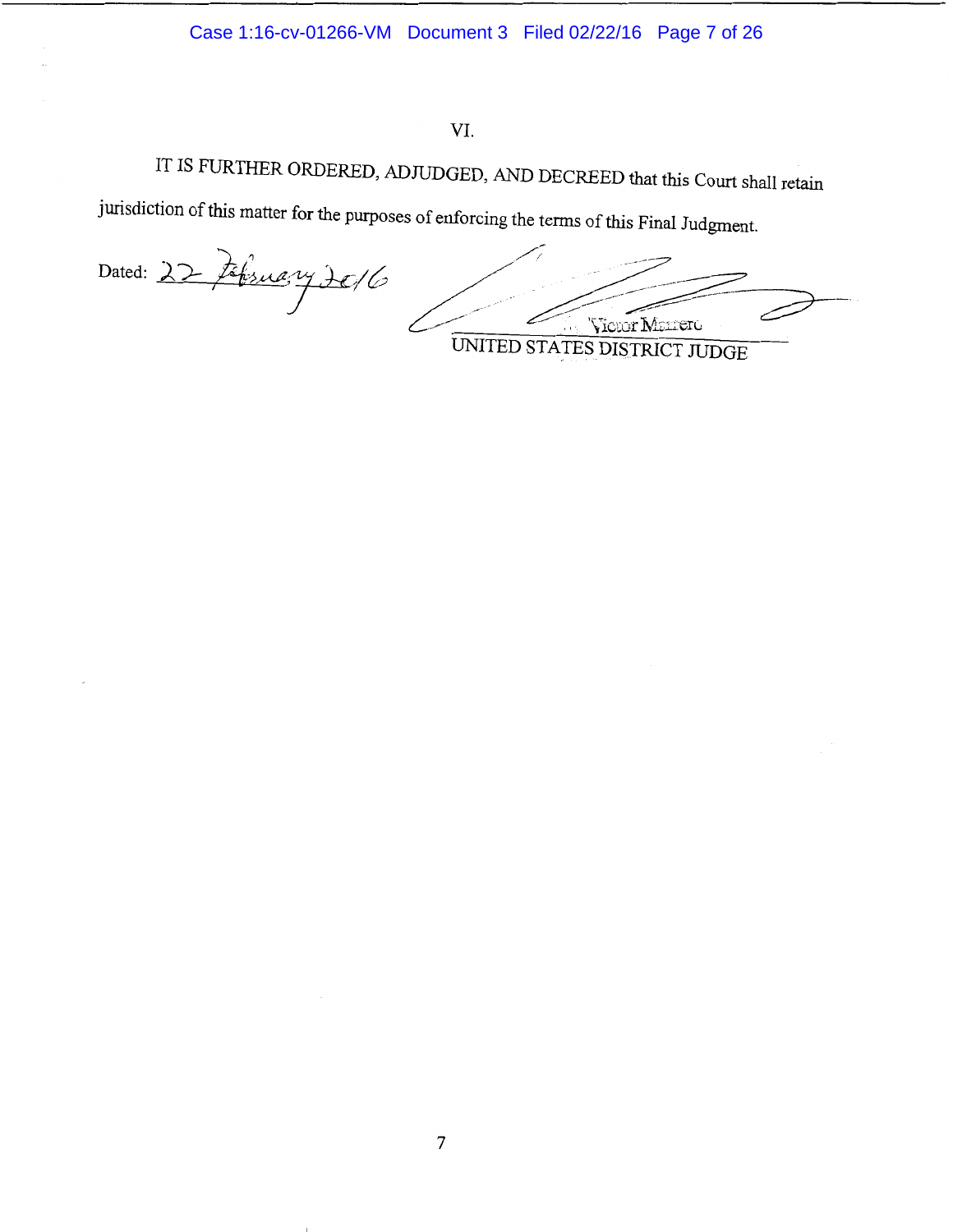VI.

IT IS FURTHER ORDERED, ADJUDGED, AND DECREED that this Court shall retain jurisdiction of this matter for the purposes of enforcing the terms of this Final Judgment.

Dated: 22 February 2016

Victor Marrero
UNITED STATES DISTRICT JUDGE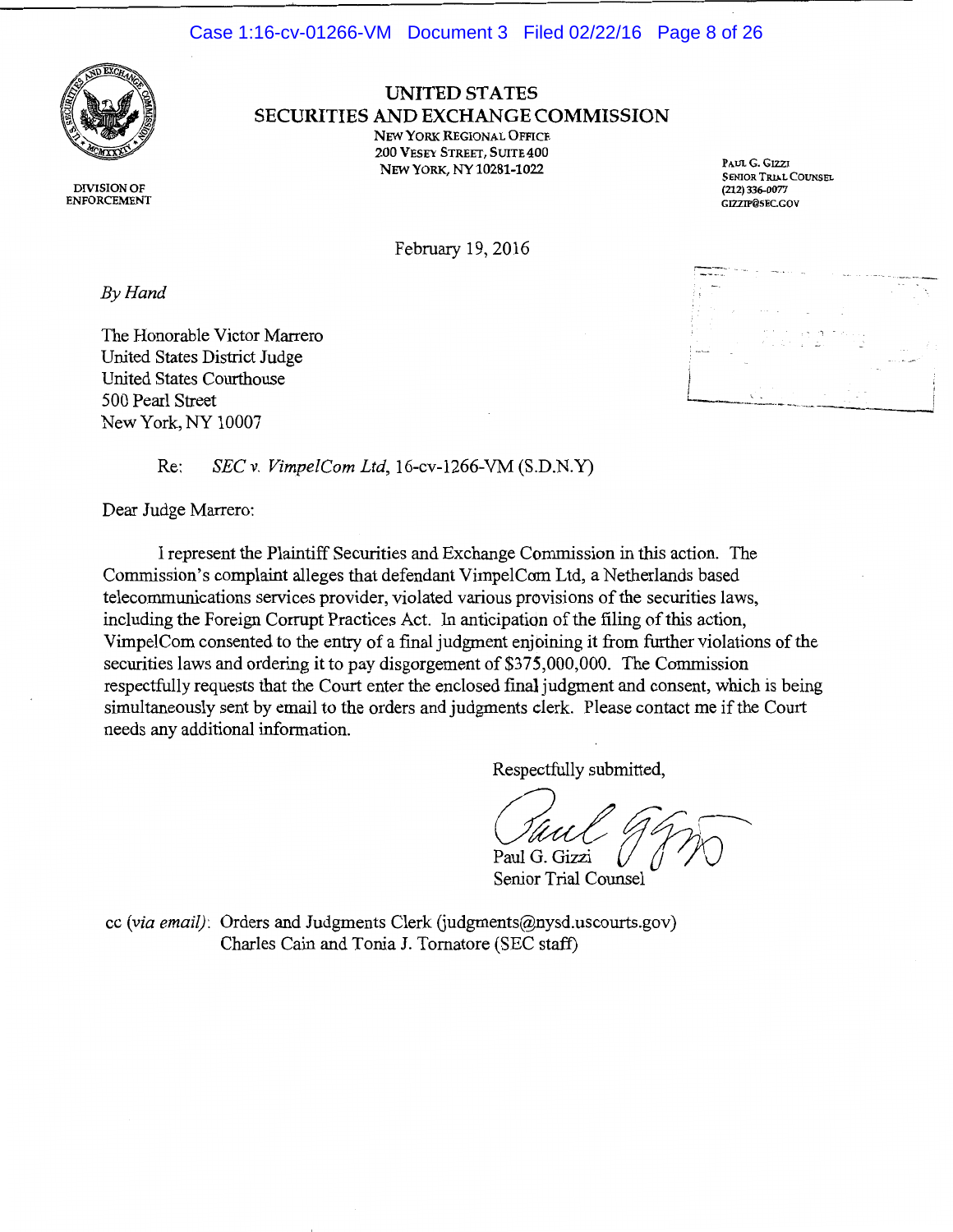UNITED STATES
SECURITIES AND EXCHANGE COMMISSION

NEW YORK REGIONAL OFFICE
200 VESEY STREET, SUITE 400
NEW YORK, NY 10281-1022

DIVISION OF
ENFORCEMENT

PAUL G. GIZZI
SENIOR TRIAL COUNSEL
(212) 336-0077
GIZZIP@SEC.GOV

February 19, 2016

*By Hand*

The Honorable Victor Marrero
United States District Judge
United States Courthouse
500 Pearl Street
New York, NY 10007

Re: *SEC v. VimpelCom Ltd*, 16-cv-1266-VM (S.D.N.Y)

Dear Judge Marrero:

I represent the Plaintiff Securities and Exchange Commission in this action. The Commission's complaint alleges that defendant VimpelCom Ltd, a Netherlands based telecommunications services provider, violated various provisions of the securities laws, including the Foreign Corrupt Practices Act. In anticipation of the filing of this action, VimpelCom consented to the entry of a final judgment enjoining it from further violations of the securities laws and ordering it to pay disgorgement of $375,000,000. The Commission respectfully requests that the Court enter the enclosed final judgment and consent, which is being simultaneously sent by email to the orders and judgments clerk. Please contact me if the Court needs any additional information.

Respectfully submitted,

Paul G. Gizzi
Senior Trial Counsel

cc (*via email*): Orders and Judgments Clerk (judgments@nysd.uscourts.gov)
Charles Cain and Tonia J. Tornatore (SEC staff)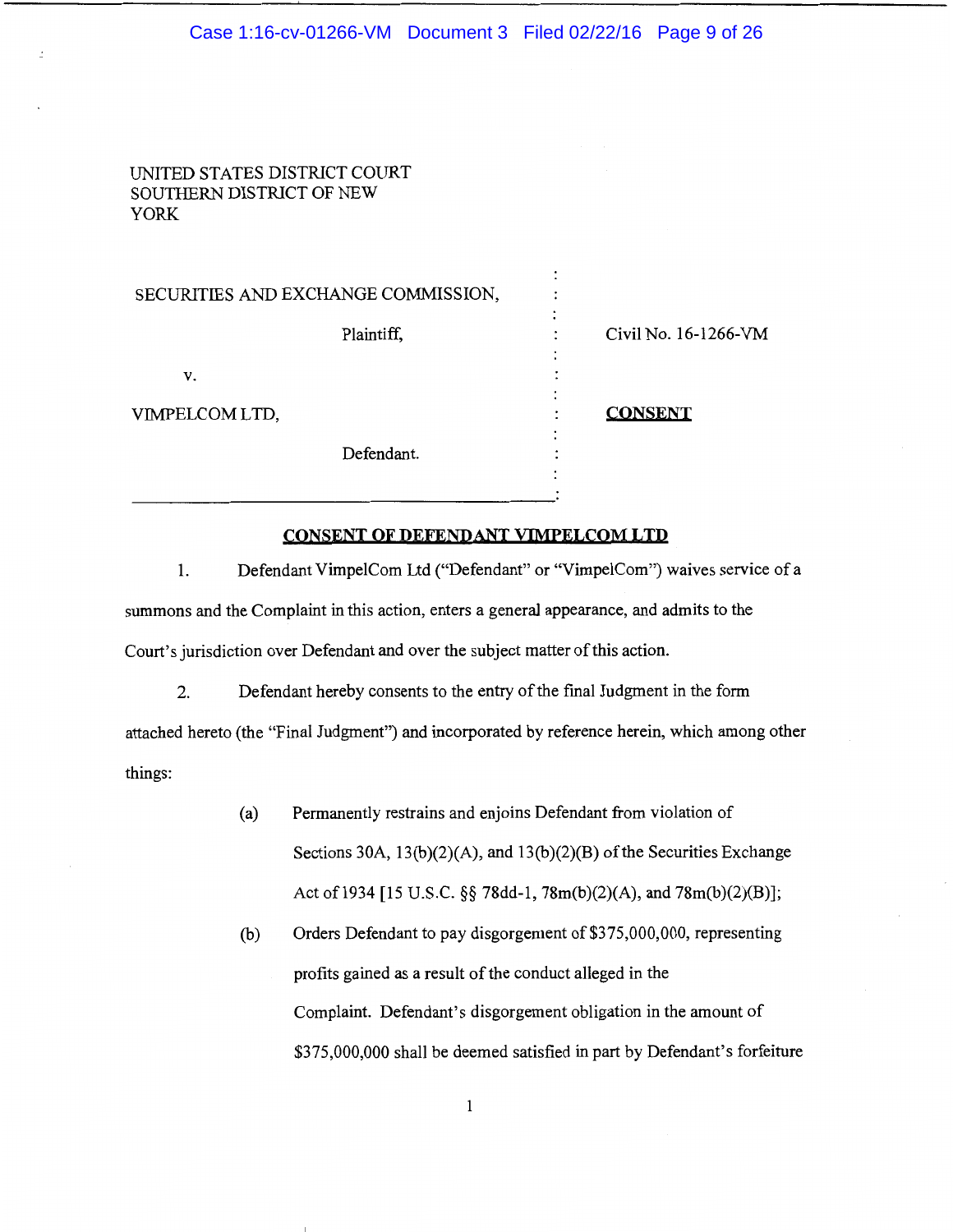UNITED STATES DISTRICT COURT
SOUTHERN DISTRICT OF NEW
YORK

| | | |
|---|---|---|
| SECURITIES AND EXCHANGE COMMISSION, Plaintiff, | : | Civil No. 16-1266-VM |
| v. | : | |
| VIMPELCOM LTD, Defendant. | : | **CONSENT** |

**CONSENT OF DEFENDANT VIMPELCOM LTD**

1. Defendant VimpelCom Ltd ("Defendant" or "VimpelCom") waives service of a summons and the Complaint in this action, enters a general appearance, and admits to the Court's jurisdiction over Defendant and over the subject matter of this action.

2. Defendant hereby consents to the entry of the final Judgment in the form attached hereto (the "Final Judgment") and incorporated by reference herein, which among other things:

   (a) Permanently restrains and enjoins Defendant from violation of Sections 30A, 13(b)(2)(A), and 13(b)(2)(B) of the Securities Exchange Act of 1934 [15 U.S.C. §§ 78dd-1, 78m(b)(2)(A), and 78m(b)(2)(B)];

   (b) Orders Defendant to pay disgorgement of $375,000,000, representing profits gained as a result of the conduct alleged in the Complaint. Defendant's disgorgement obligation in the amount of $375,000,000 shall be deemed satisfied in part by Defendant's forfeiture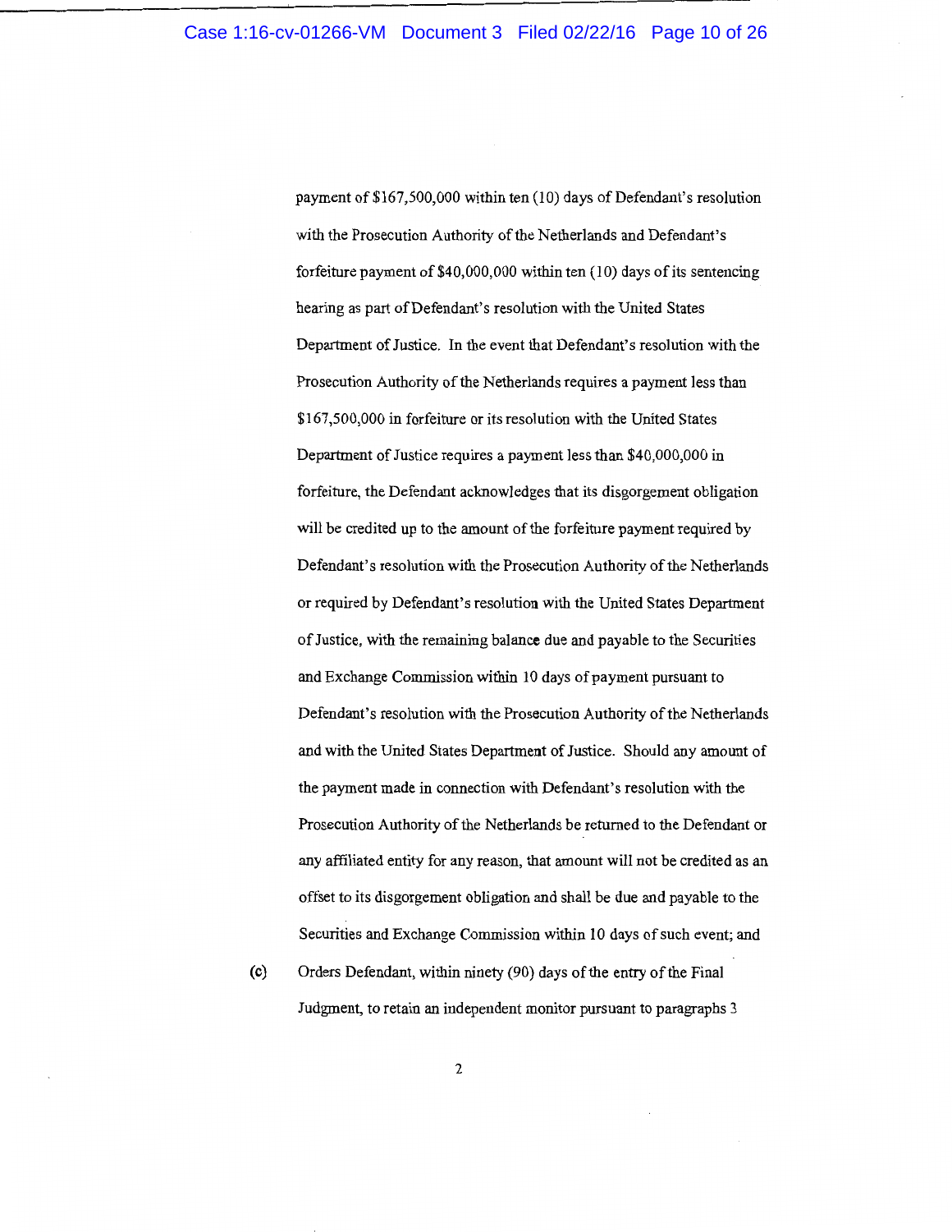payment of $167,500,000 within ten (10) days of Defendant's resolution with the Prosecution Authority of the Netherlands and Defendant's forfeiture payment of $40,000,000 within ten (10) days of its sentencing hearing as part of Defendant's resolution with the United States Department of Justice. In the event that Defendant's resolution with the Prosecution Authority of the Netherlands requires a payment less than $167,500,000 in forfeiture or its resolution with the United States Department of Justice requires a payment less than $40,000,000 in forfeiture, the Defendant acknowledges that its disgorgement obligation will be credited up to the amount of the forfeiture payment required by Defendant's resolution with the Prosecution Authority of the Netherlands or required by Defendant's resolution with the United States Department of Justice, with the remaining balance due and payable to the Securities and Exchange Commission within 10 days of payment pursuant to Defendant's resolution with the Prosecution Authority of the Netherlands and with the United States Department of Justice. Should any amount of the payment made in connection with Defendant's resolution with the Prosecution Authority of the Netherlands be returned to the Defendant or any affiliated entity for any reason, that amount will not be credited as an offset to its disgorgement obligation and shall be due and payable to the Securities and Exchange Commission within 10 days of such event; and

(c) Orders Defendant, within ninety (90) days of the entry of the Final Judgment, to retain an independent monitor pursuant to paragraphs 3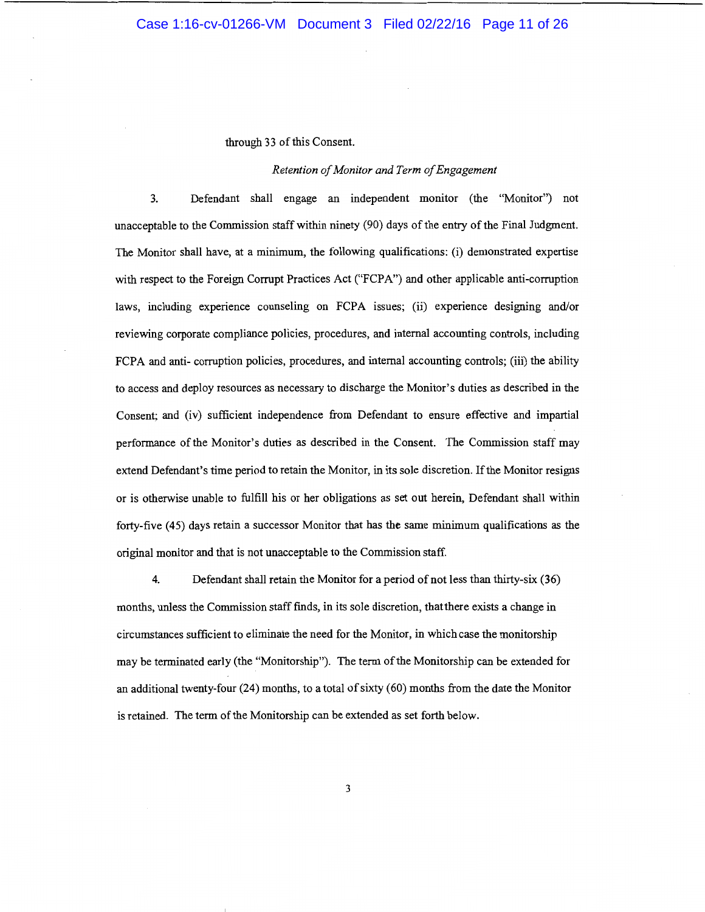through 33 of this Consent.

*Retention of Monitor and Term of Engagement*

3. Defendant shall engage an independent monitor (the "Monitor") not unacceptable to the Commission staff within ninety (90) days of the entry of the Final Judgment. The Monitor shall have, at a minimum, the following qualifications: (i) demonstrated expertise with respect to the Foreign Corrupt Practices Act ("FCPA") and other applicable anti-corruption laws, including experience counseling on FCPA issues; (ii) experience designing and/or reviewing corporate compliance policies, procedures, and internal accounting controls, including FCPA and anti- corruption policies, procedures, and internal accounting controls; (iii) the ability to access and deploy resources as necessary to discharge the Monitor's duties as described in the Consent; and (iv) sufficient independence from Defendant to ensure effective and impartial performance of the Monitor's duties as described in the Consent. The Commission staff may extend Defendant's time period to retain the Monitor, in its sole discretion. If the Monitor resigns or is otherwise unable to fulfill his or her obligations as set out herein, Defendant shall within forty-five (45) days retain a successor Monitor that has the same minimum qualifications as the original monitor and that is not unacceptable to the Commission staff.

4. Defendant shall retain the Monitor for a period of not less than thirty-six (36) months, unless the Commission staff finds, in its sole discretion, that there exists a change in circumstances sufficient to eliminate the need for the Monitor, in which case the monitorship may be terminated early (the "Monitorship"). The term of the Monitorship can be extended for an additional twenty-four (24) months, to a total of sixty (60) months from the date the Monitor is retained. The term of the Monitorship can be extended as set forth below.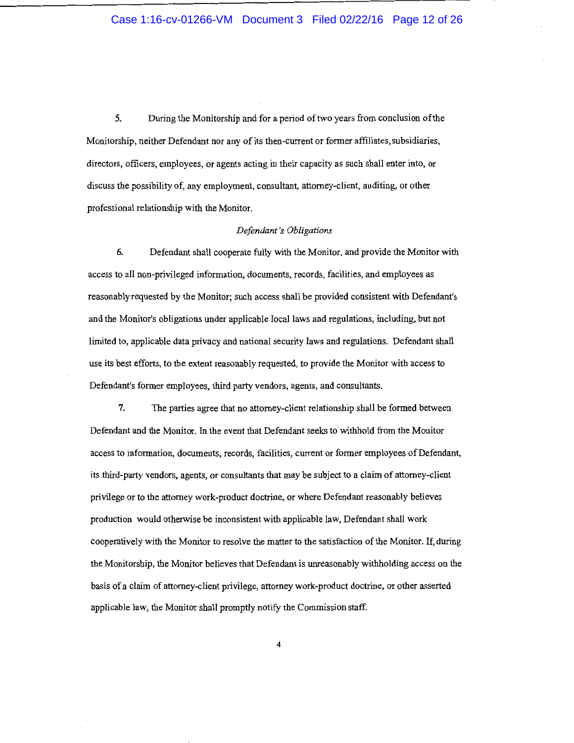5. During the Monitorship and for a period of two years from conclusion of the Monitorship, neither Defendant nor any of its then-current or former affiliates, subsidiaries, directors, officers, employees, or agents acting in their capacity as such shall enter into, or discuss the possibility of, any employment, consultant, attorney-client, auditing, or other professional relationship with the Monitor.

*Defendant's Obligations*

6. Defendant shall cooperate fully with the Monitor, and provide the Monitor with access to all non-privileged information, documents, records, facilities, and employees as reasonably requested by the Monitor; such access shall be provided consistent with Defendant's and the Monitor's obligations under applicable local laws and regulations, including, but not limited to, applicable data privacy and national security laws and regulations. Defendant shall use its best efforts, to the extent reasonably requested, to provide the Monitor with access to Defendant's former employees, third party vendors, agents, and consultants.

7. The parties agree that no attorney-client relationship shall be formed between Defendant and the Monitor. In the event that Defendant seeks to withhold from the Monitor access to information, documents, records, facilities, current or former employees of Defendant, its third-party vendors, agents, or consultants that may be subject to a claim of attorney-client privilege or to the attorney work-product doctrine, or where Defendant reasonably believes production would otherwise be inconsistent with applicable law, Defendant shall work cooperatively with the Monitor to resolve the matter to the satisfaction of the Monitor. If, during the Monitorship, the Monitor believes that Defendant is unreasonably withholding access on the basis of a claim of attorney-client privilege, attorney work-product doctrine, or other asserted applicable law, the Monitor shall promptly notify the Commission staff.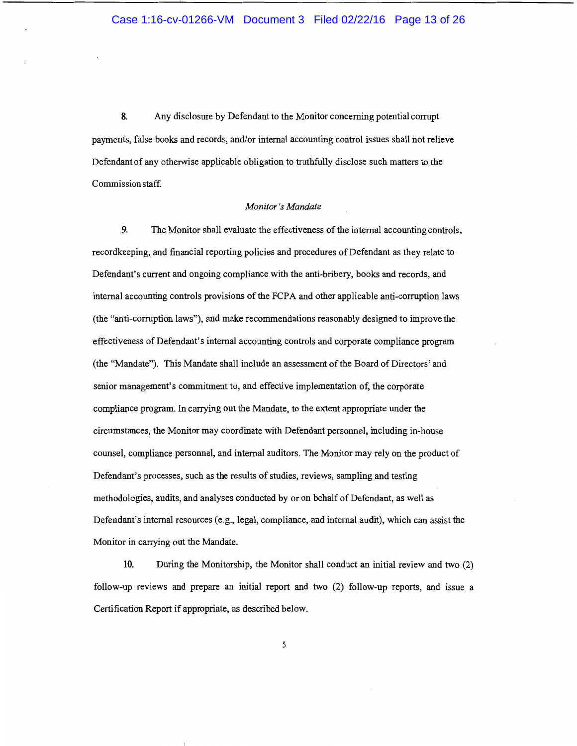8. Any disclosure by Defendant to the Monitor concerning potential corrupt payments, false books and records, and/or internal accounting control issues shall not relieve Defendant of any otherwise applicable obligation to truthfully disclose such matters to the Commission staff.

*Monitor's Mandate*

9. The Monitor shall evaluate the effectiveness of the internal accounting controls, recordkeeping, and financial reporting policies and procedures of Defendant as they relate to Defendant's current and ongoing compliance with the anti-bribery, books and records, and internal accounting controls provisions of the FCPA and other applicable anti-corruption laws (the "anti-corruption laws"), and make recommendations reasonably designed to improve the effectiveness of Defendant's internal accounting controls and corporate compliance program (the "Mandate"). This Mandate shall include an assessment of the Board of Directors' and senior management's commitment to, and effective implementation of, the corporate compliance program. In carrying out the Mandate, to the extent appropriate under the circumstances, the Monitor may coordinate with Defendant personnel, including in-house counsel, compliance personnel, and internal auditors. The Monitor may rely on the product of Defendant's processes, such as the results of studies, reviews, sampling and testing methodologies, audits, and analyses conducted by or on behalf of Defendant, as well as Defendant's internal resources (e.g., legal, compliance, and internal audit), which can assist the Monitor in carrying out the Mandate.

10. During the Monitorship, the Monitor shall conduct an initial review and two (2) follow-up reviews and prepare an initial report and two (2) follow-up reports, and issue a Certification Report if appropriate, as described below.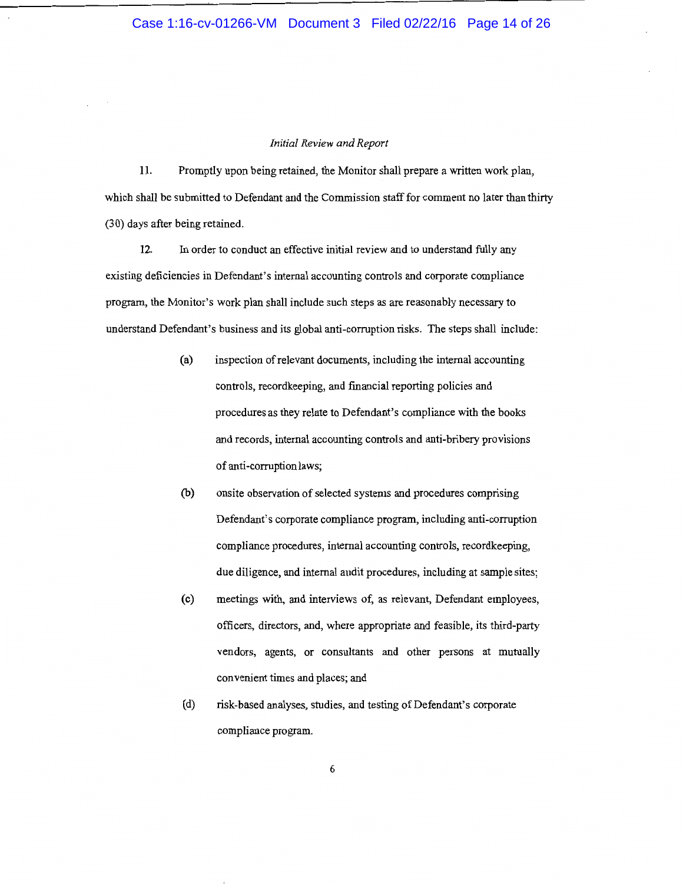*Initial Review and Report*

11. Promptly upon being retained, the Monitor shall prepare a written work plan, which shall be submitted to Defendant and the Commission staff for comment no later than thirty (30) days after being retained.

12. In order to conduct an effective initial review and to understand fully any existing deficiencies in Defendant's internal accounting controls and corporate compliance program, the Monitor's work plan shall include such steps as are reasonably necessary to understand Defendant's business and its global anti-corruption risks. The steps shall include:

(a) inspection of relevant documents, including the internal accounting controls, recordkeeping, and financial reporting policies and procedures as they relate to Defendant's compliance with the books and records, internal accounting controls and anti-bribery provisions of anti-corruption laws;

(b) onsite observation of selected systems and procedures comprising Defendant's corporate compliance program, including anti-corruption compliance procedures, internal accounting controls, recordkeeping, due diligence, and internal audit procedures, including at sample sites;

(c) meetings with, and interviews of, as relevant, Defendant employees, officers, directors, and, where appropriate and feasible, its third-party vendors, agents, or consultants and other persons at mutually convenient times and places; and

(d) risk-based analyses, studies, and testing of Defendant's corporate compliance program.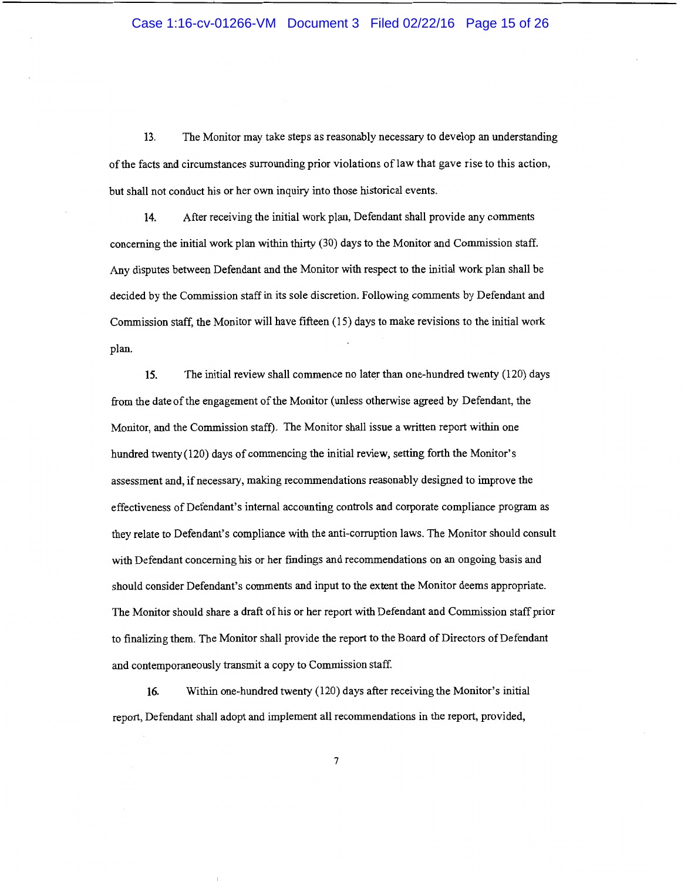13. The Monitor may take steps as reasonably necessary to develop an understanding of the facts and circumstances surrounding prior violations of law that gave rise to this action, but shall not conduct his or her own inquiry into those historical events.

14. After receiving the initial work plan, Defendant shall provide any comments concerning the initial work plan within thirty (30) days to the Monitor and Commission staff. Any disputes between Defendant and the Monitor with respect to the initial work plan shall be decided by the Commission staff in its sole discretion. Following comments by Defendant and Commission staff, the Monitor will have fifteen (15) days to make revisions to the initial work plan.

15. The initial review shall commence no later than one-hundred twenty (120) days from the date of the engagement of the Monitor (unless otherwise agreed by Defendant, the Monitor, and the Commission staff). The Monitor shall issue a written report within one hundred twenty (120) days of commencing the initial review, setting forth the Monitor's assessment and, if necessary, making recommendations reasonably designed to improve the effectiveness of Defendant's internal accounting controls and corporate compliance program as they relate to Defendant's compliance with the anti-corruption laws. The Monitor should consult with Defendant concerning his or her findings and recommendations on an ongoing basis and should consider Defendant's comments and input to the extent the Monitor deems appropriate. The Monitor should share a draft of his or her report with Defendant and Commission staff prior to finalizing them. The Monitor shall provide the report to the Board of Directors of Defendant and contemporaneously transmit a copy to Commission staff.

16. Within one-hundred twenty (120) days after receiving the Monitor's initial report, Defendant shall adopt and implement all recommendations in the report, provided,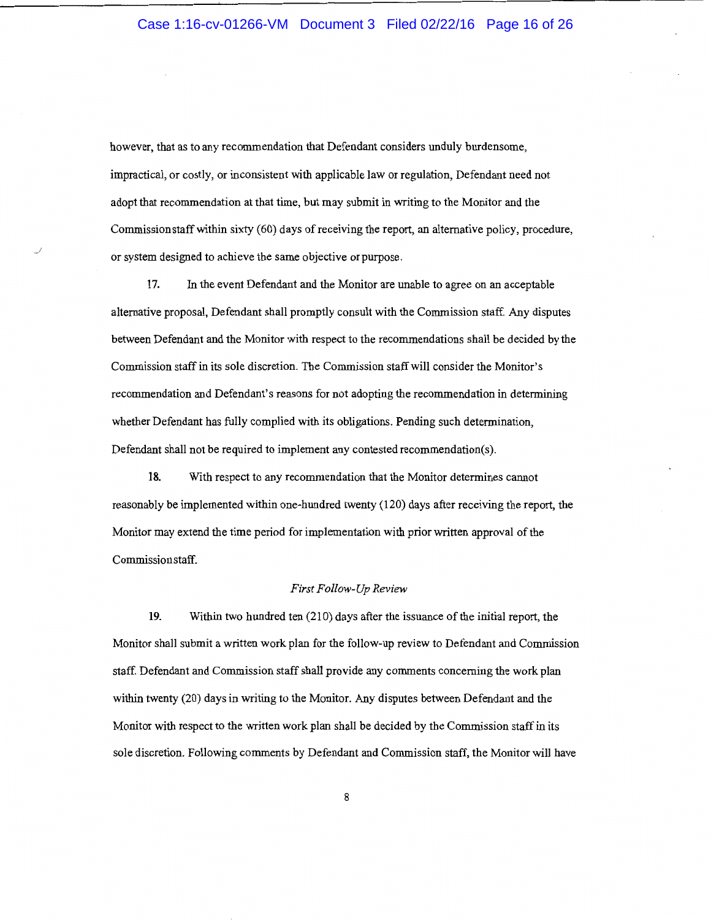however, that as to any recommendation that Defendant considers unduly burdensome, impractical, or costly, or inconsistent with applicable law or regulation, Defendant need not adopt that recommendation at that time, but may submit in writing to the Monitor and the Commission staff within sixty (60) days of receiving the report, an alternative policy, procedure, or system designed to achieve the same objective or purpose.

17. In the event Defendant and the Monitor are unable to agree on an acceptable alternative proposal, Defendant shall promptly consult with the Commission staff. Any disputes between Defendant and the Monitor with respect to the recommendations shall be decided by the Commission staff in its sole discretion. The Commission staff will consider the Monitor's recommendation and Defendant's reasons for not adopting the recommendation in determining whether Defendant has fully complied with its obligations. Pending such determination, Defendant shall not be required to implement any contested recommendation(s).

18. With respect to any recommendation that the Monitor determines cannot reasonably be implemented within one-hundred twenty (120) days after receiving the report, the Monitor may extend the time period for implementation with prior written approval of the Commission staff.

*First Follow-Up Review*

19. Within two hundred ten (210) days after the issuance of the initial report, the Monitor shall submit a written work plan for the follow-up review to Defendant and Commission staff. Defendant and Commission staff shall provide any comments concerning the work plan within twenty (20) days in writing to the Monitor. Any disputes between Defendant and the Monitor with respect to the written work plan shall be decided by the Commission staff in its sole discretion. Following comments by Defendant and Commission staff, the Monitor will have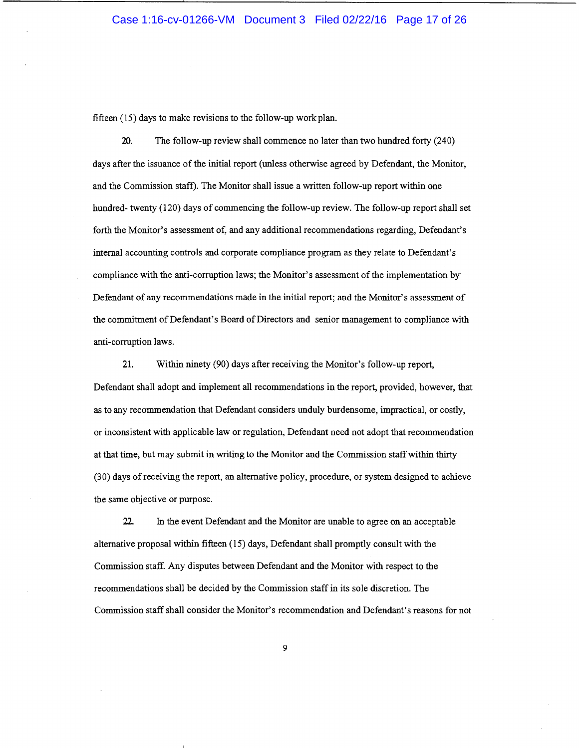fifteen (15) days to make revisions to the follow-up work plan.

20. The follow-up review shall commence no later than two hundred forty (240) days after the issuance of the initial report (unless otherwise agreed by Defendant, the Monitor, and the Commission staff). The Monitor shall issue a written follow-up report within one hundred- twenty (120) days of commencing the follow-up review. The follow-up report shall set forth the Monitor's assessment of, and any additional recommendations regarding, Defendant's internal accounting controls and corporate compliance program as they relate to Defendant's compliance with the anti-corruption laws; the Monitor's assessment of the implementation by Defendant of any recommendations made in the initial report; and the Monitor's assessment of the commitment of Defendant's Board of Directors and senior management to compliance with anti-corruption laws.

21. Within ninety (90) days after receiving the Monitor's follow-up report, Defendant shall adopt and implement all recommendations in the report, provided, however, that as to any recommendation that Defendant considers unduly burdensome, impractical, or costly, or inconsistent with applicable law or regulation, Defendant need not adopt that recommendation at that time, but may submit in writing to the Monitor and the Commission staff within thirty (30) days of receiving the report, an alternative policy, procedure, or system designed to achieve the same objective or purpose.

22. In the event Defendant and the Monitor are unable to agree on an acceptable alternative proposal within fifteen (15) days, Defendant shall promptly consult with the Commission staff. Any disputes between Defendant and the Monitor with respect to the recommendations shall be decided by the Commission staff in its sole discretion. The Commission staff shall consider the Monitor's recommendation and Defendant's reasons for not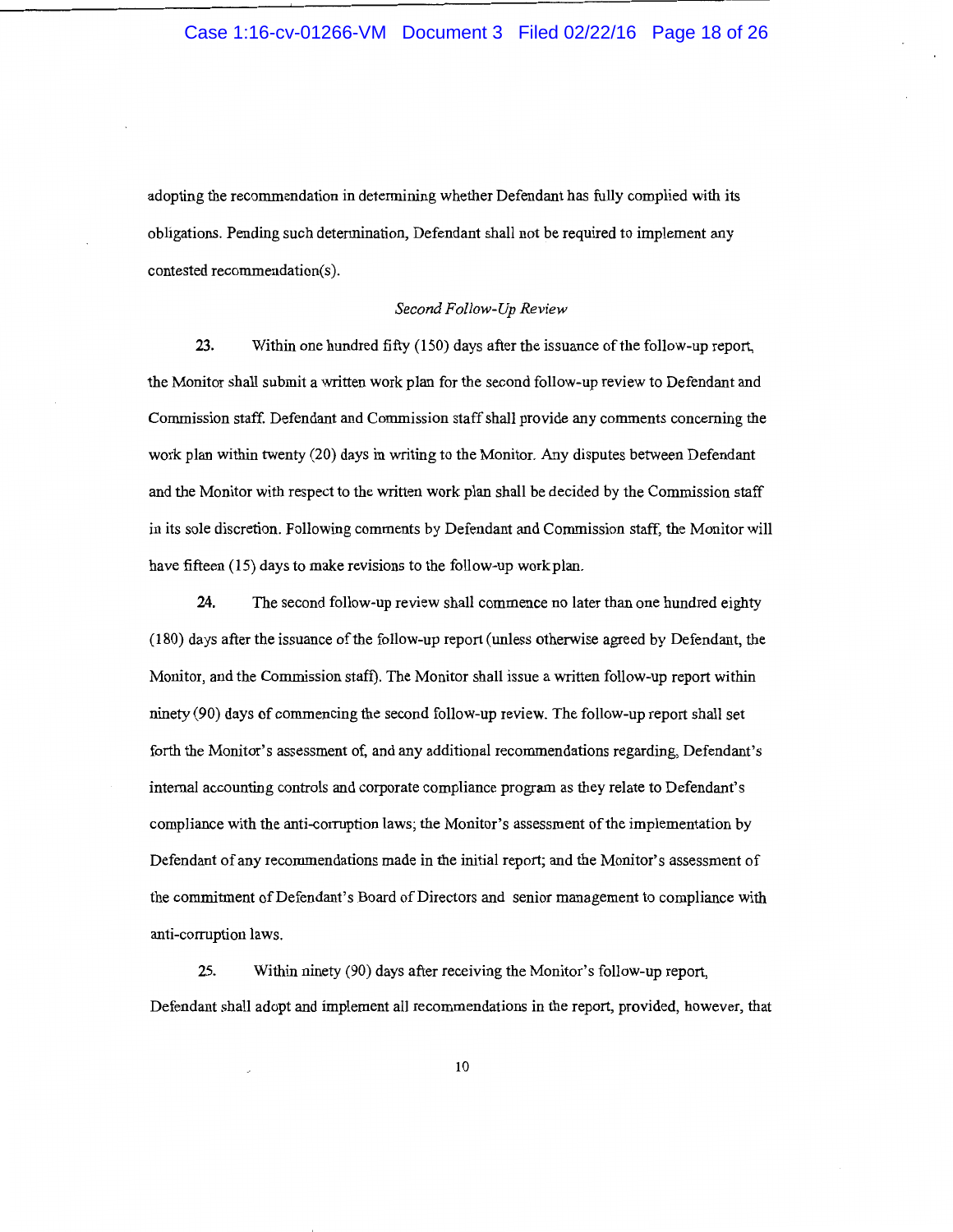adopting the recommendation in determining whether Defendant has fully complied with its obligations. Pending such determination, Defendant shall not be required to implement any contested recommendation(s).

*Second Follow-Up Review*

**23.** Within one hundred fifty (150) days after the issuance of the follow-up report, the Monitor shall submit a written work plan for the second follow-up review to Defendant and Commission staff. Defendant and Commission staff shall provide any comments concerning the work plan within twenty (20) days in writing to the Monitor. Any disputes between Defendant and the Monitor with respect to the written work plan shall be decided by the Commission staff in its sole discretion. Following comments by Defendant and Commission staff, the Monitor will have fifteen (15) days to make revisions to the follow-up work plan.

**24.** The second follow-up review shall commence no later than one hundred eighty (180) days after the issuance of the follow-up report (unless otherwise agreed by Defendant, the Monitor, and the Commission staff). The Monitor shall issue a written follow-up report within ninety (90) days of commencing the second follow-up review. The follow-up report shall set forth the Monitor's assessment of, and any additional recommendations regarding, Defendant's internal accounting controls and corporate compliance program as they relate to Defendant's compliance with the anti-corruption laws; the Monitor's assessment of the implementation by Defendant of any recommendations made in the initial report; and the Monitor's assessment of the commitment of Defendant's Board of Directors and senior management to compliance with anti-corruption laws.

25. Within ninety (90) days after receiving the Monitor's follow-up report, Defendant shall adopt and implement all recommendations in the report, provided, however, that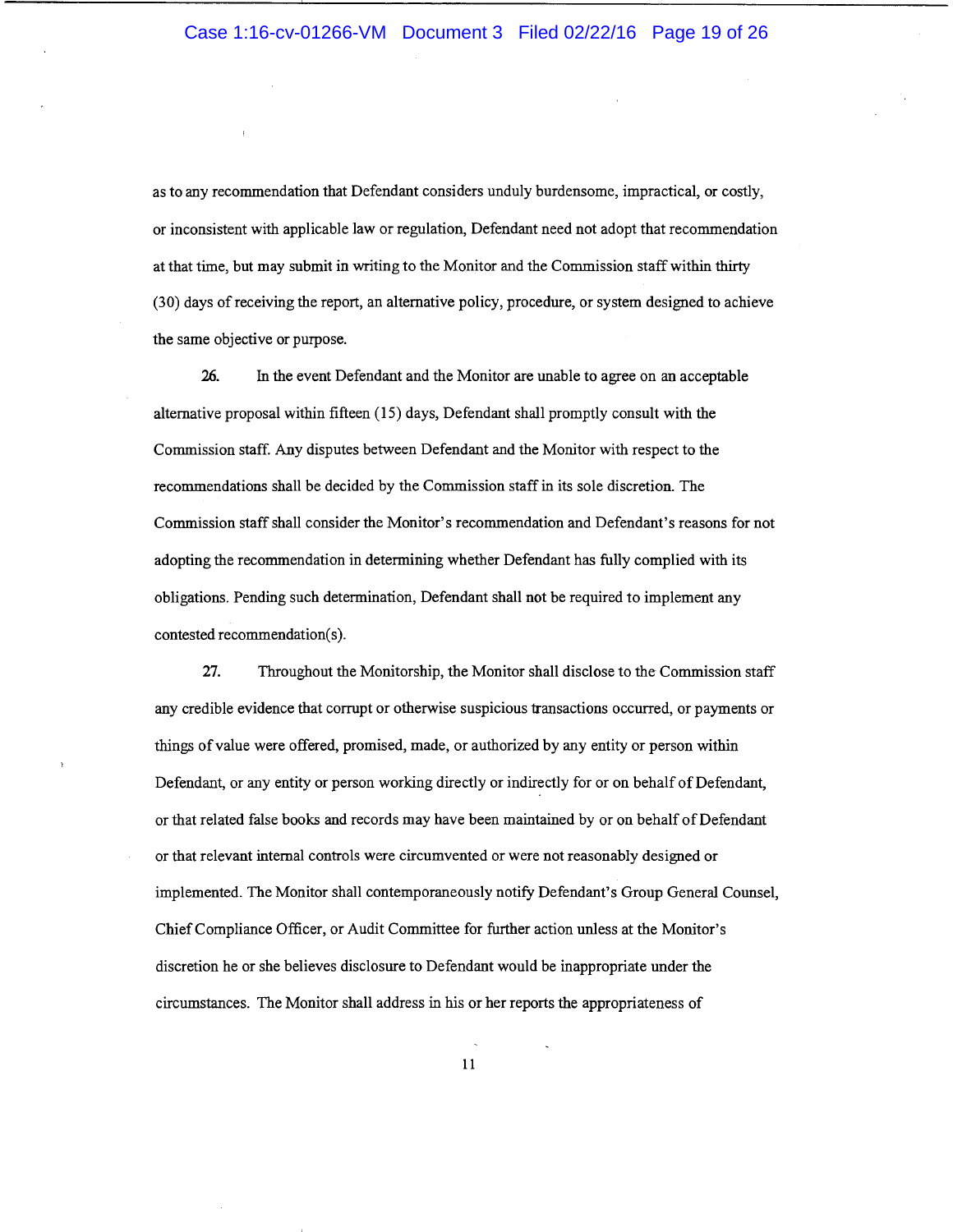as to any recommendation that Defendant considers unduly burdensome, impractical, or costly, or inconsistent with applicable law or regulation, Defendant need not adopt that recommendation at that time, but may submit in writing to the Monitor and the Commission staff within thirty (30) days of receiving the report, an alternative policy, procedure, or system designed to achieve the same objective or purpose.

26. In the event Defendant and the Monitor are unable to agree on an acceptable alternative proposal within fifteen (15) days, Defendant shall promptly consult with the Commission staff. Any disputes between Defendant and the Monitor with respect to the recommendations shall be decided by the Commission staff in its sole discretion. The Commission staff shall consider the Monitor's recommendation and Defendant's reasons for not adopting the recommendation in determining whether Defendant has fully complied with its obligations. Pending such determination, Defendant shall not be required to implement any contested recommendation(s).

27. Throughout the Monitorship, the Monitor shall disclose to the Commission staff any credible evidence that corrupt or otherwise suspicious transactions occurred, or payments or things of value were offered, promised, made, or authorized by any entity or person within Defendant, or any entity or person working directly or indirectly for or on behalf of Defendant, or that related false books and records may have been maintained by or on behalf of Defendant or that relevant internal controls were circumvented or were not reasonably designed or implemented. The Monitor shall contemporaneously notify Defendant's Group General Counsel, Chief Compliance Officer, or Audit Committee for further action unless at the Monitor's discretion he or she believes disclosure to Defendant would be inappropriate under the circumstances. The Monitor shall address in his or her reports the appropriateness of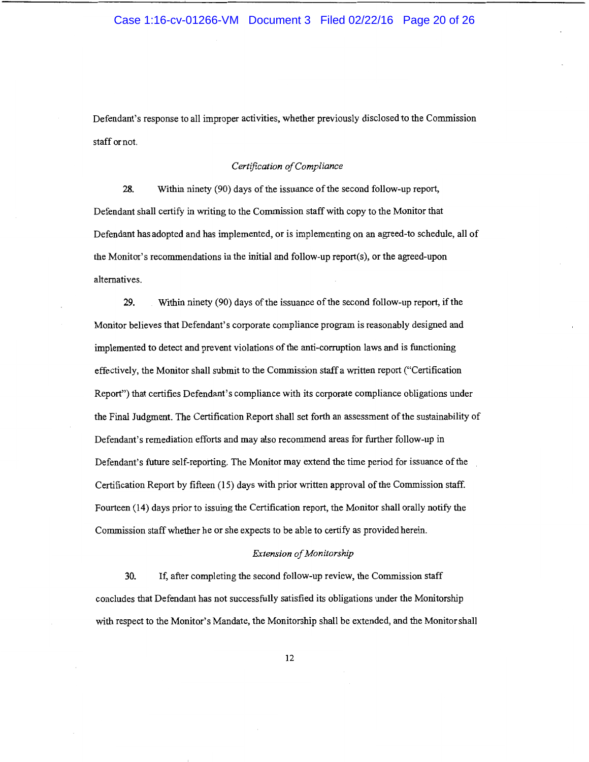Defendant's response to all improper activities, whether previously disclosed to the Commission staff or not.

*Certification of Compliance*

28. Within ninety (90) days of the issuance of the second follow-up report, Defendant shall certify in writing to the Commission staff with copy to the Monitor that Defendant has adopted and has implemented, or is implementing on an agreed-to schedule, all of the Monitor's recommendations in the initial and follow-up report(s), or the agreed-upon alternatives.

29. Within ninety (90) days of the issuance of the second follow-up report, if the Monitor believes that Defendant's corporate compliance program is reasonably designed and implemented to detect and prevent violations of the anti-corruption laws and is functioning effectively, the Monitor shall submit to the Commission staff a written report ("Certification Report") that certifies Defendant's compliance with its corporate compliance obligations under the Final Judgment. The Certification Report shall set forth an assessment of the sustainability of Defendant's remediation efforts and may also recommend areas for further follow-up in Defendant's future self-reporting. The Monitor may extend the time period for issuance of the Certification Report by fifteen (15) days with prior written approval of the Commission staff. Fourteen (14) days prior to issuing the Certification report, the Monitor shall orally notify the Commission staff whether he or she expects to be able to certify as provided herein.

*Extension of Monitorship*

30. If, after completing the second follow-up review, the Commission staff concludes that Defendant has not successfully satisfied its obligations under the Monitorship with respect to the Monitor's Mandate, the Monitorship shall be extended, and the Monitor shall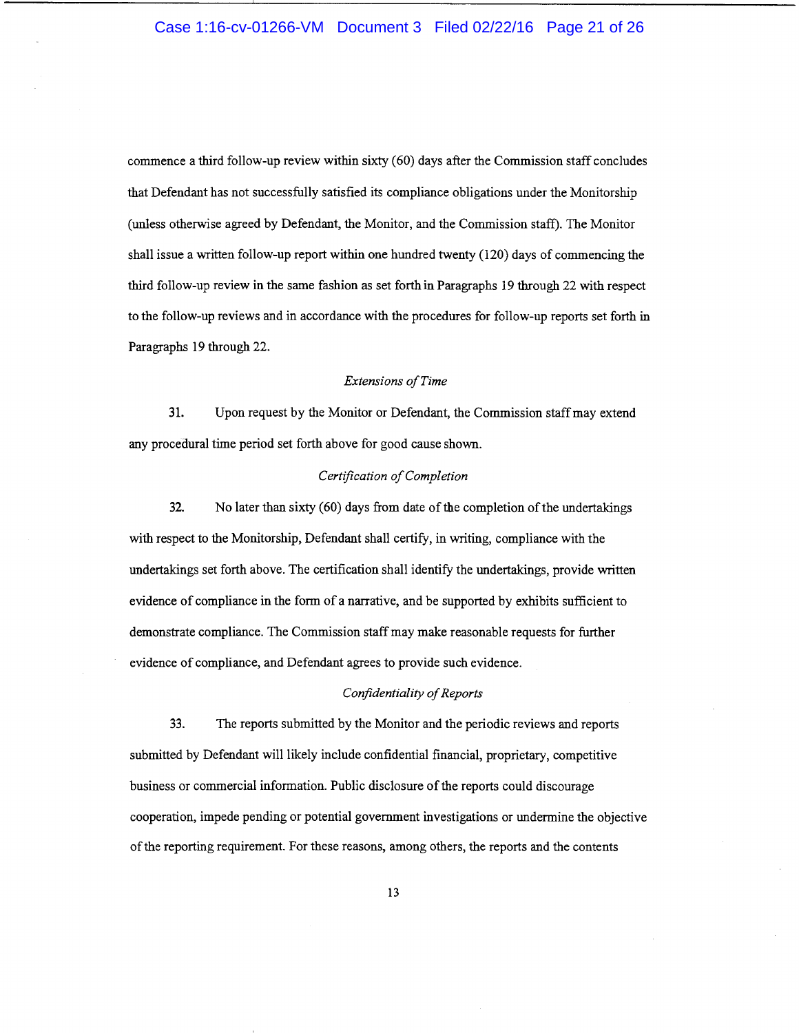commence a third follow-up review within sixty (60) days after the Commission staff concludes that Defendant has not successfully satisfied its compliance obligations under the Monitorship (unless otherwise agreed by Defendant, the Monitor, and the Commission staff). The Monitor shall issue a written follow-up report within one hundred twenty (120) days of commencing the third follow-up review in the same fashion as set forth in Paragraphs 19 through 22 with respect to the follow-up reviews and in accordance with the procedures for follow-up reports set forth in Paragraphs 19 through 22.

*Extensions of Time*

31. Upon request by the Monitor or Defendant, the Commission staff may extend any procedural time period set forth above for good cause shown.

*Certification of Completion*

32. No later than sixty (60) days from date of the completion of the undertakings with respect to the Monitorship, Defendant shall certify, in writing, compliance with the undertakings set forth above. The certification shall identify the undertakings, provide written evidence of compliance in the form of a narrative, and be supported by exhibits sufficient to demonstrate compliance. The Commission staff may make reasonable requests for further evidence of compliance, and Defendant agrees to provide such evidence.

*Confidentiality of Reports*

33. The reports submitted by the Monitor and the periodic reviews and reports submitted by Defendant will likely include confidential financial, proprietary, competitive business or commercial information. Public disclosure of the reports could discourage cooperation, impede pending or potential government investigations or undermine the objective of the reporting requirement. For these reasons, among others, the reports and the contents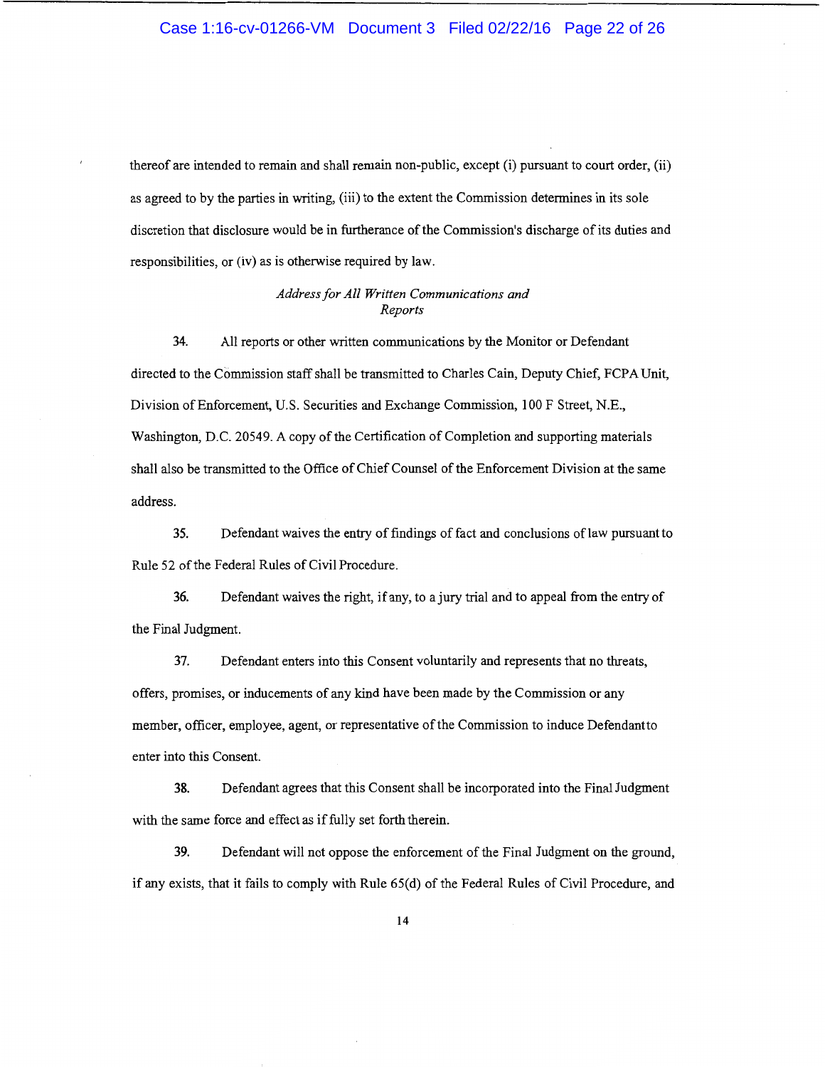thereof are intended to remain and shall remain non-public, except (i) pursuant to court order, (ii) as agreed to by the parties in writing, (iii) to the extent the Commission determines in its sole discretion that disclosure would be in furtherance of the Commission's discharge of its duties and responsibilities, or (iv) as is otherwise required by law.

*Address for All Written Communications and Reports*

34. All reports or other written communications by the Monitor or Defendant directed to the Commission staff shall be transmitted to Charles Cain, Deputy Chief, FCPA Unit, Division of Enforcement, U.S. Securities and Exchange Commission, 100 F Street, N.E., Washington, D.C. 20549. A copy of the Certification of Completion and supporting materials shall also be transmitted to the Office of Chief Counsel of the Enforcement Division at the same address.

35. Defendant waives the entry of findings of fact and conclusions of law pursuant to Rule 52 of the Federal Rules of Civil Procedure.

36. Defendant waives the right, if any, to a jury trial and to appeal from the entry of the Final Judgment.

37. Defendant enters into this Consent voluntarily and represents that no threats, offers, promises, or inducements of any kind have been made by the Commission or any member, officer, employee, agent, or representative of the Commission to induce Defendant to enter into this Consent.

38. Defendant agrees that this Consent shall be incorporated into the Final Judgment with the same force and effect as if fully set forth therein.

39. Defendant will not oppose the enforcement of the Final Judgment on the ground, if any exists, that it fails to comply with Rule 65(d) of the Federal Rules of Civil Procedure, and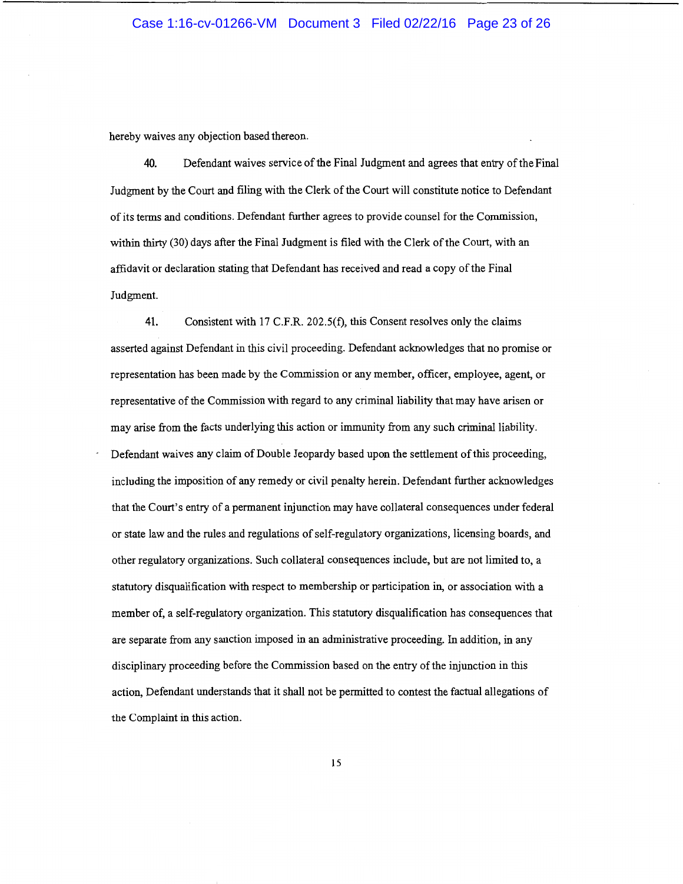hereby waives any objection based thereon.

40. Defendant waives service of the Final Judgment and agrees that entry of the Final Judgment by the Court and filing with the Clerk of the Court will constitute notice to Defendant of its terms and conditions. Defendant further agrees to provide counsel for the Commission, within thirty (30) days after the Final Judgment is filed with the Clerk of the Court, with an affidavit or declaration stating that Defendant has received and read a copy of the Final Judgment.

41. Consistent with 17 C.F.R. 202.5(f), this Consent resolves only the claims asserted against Defendant in this civil proceeding. Defendant acknowledges that no promise or representation has been made by the Commission or any member, officer, employee, agent, or representative of the Commission with regard to any criminal liability that may have arisen or may arise from the facts underlying this action or immunity from any such criminal liability. Defendant waives any claim of Double Jeopardy based upon the settlement of this proceeding, including the imposition of any remedy or civil penalty herein. Defendant further acknowledges that the Court's entry of a permanent injunction may have collateral consequences under federal or state law and the rules and regulations of self-regulatory organizations, licensing boards, and other regulatory organizations. Such collateral consequences include, but are not limited to, a statutory disqualification with respect to membership or participation in, or association with a member of, a self-regulatory organization. This statutory disqualification has consequences that are separate from any sanction imposed in an administrative proceeding. In addition, in any disciplinary proceeding before the Commission based on the entry of the injunction in this action, Defendant understands that it shall not be permitted to contest the factual allegations of the Complaint in this action.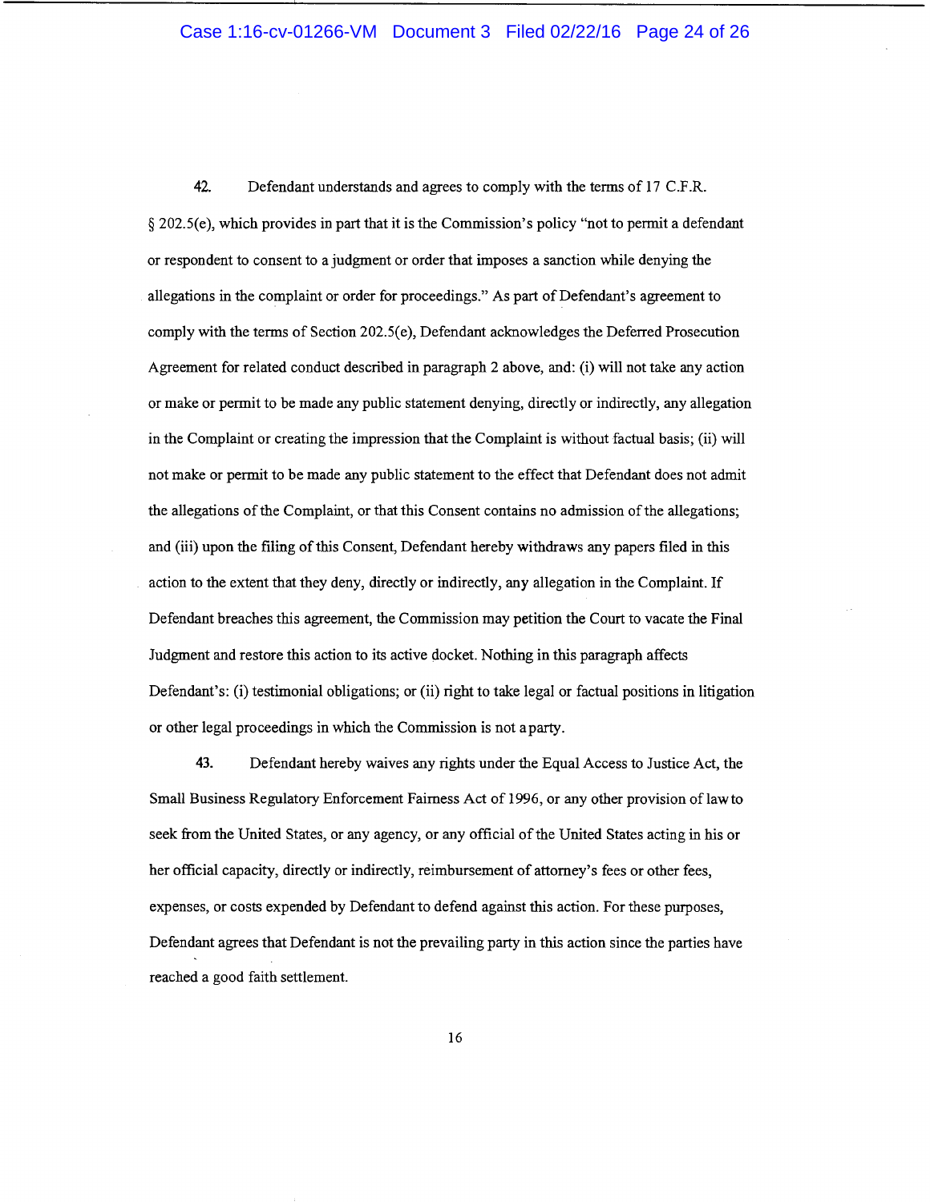42. Defendant understands and agrees to comply with the terms of 17 C.F.R. § 202.5(e), which provides in part that it is the Commission's policy "not to permit a defendant or respondent to consent to a judgment or order that imposes a sanction while denying the allegations in the complaint or order for proceedings." As part of Defendant's agreement to comply with the terms of Section 202.5(e), Defendant acknowledges the Deferred Prosecution Agreement for related conduct described in paragraph 2 above, and: (i) will not take any action or make or permit to be made any public statement denying, directly or indirectly, any allegation in the Complaint or creating the impression that the Complaint is without factual basis; (ii) will not make or permit to be made any public statement to the effect that Defendant does not admit the allegations of the Complaint, or that this Consent contains no admission of the allegations; and (iii) upon the filing of this Consent, Defendant hereby withdraws any papers filed in this action to the extent that they deny, directly or indirectly, any allegation in the Complaint. If Defendant breaches this agreement, the Commission may petition the Court to vacate the Final Judgment and restore this action to its active docket. Nothing in this paragraph affects Defendant's: (i) testimonial obligations; or (ii) right to take legal or factual positions in litigation or other legal proceedings in which the Commission is not a party.

43. Defendant hereby waives any rights under the Equal Access to Justice Act, the Small Business Regulatory Enforcement Fairness Act of 1996, or any other provision of law to seek from the United States, or any agency, or any official of the United States acting in his or her official capacity, directly or indirectly, reimbursement of attorney's fees or other fees, expenses, or costs expended by Defendant to defend against this action. For these purposes, Defendant agrees that Defendant is not the prevailing party in this action since the parties have reached a good faith settlement.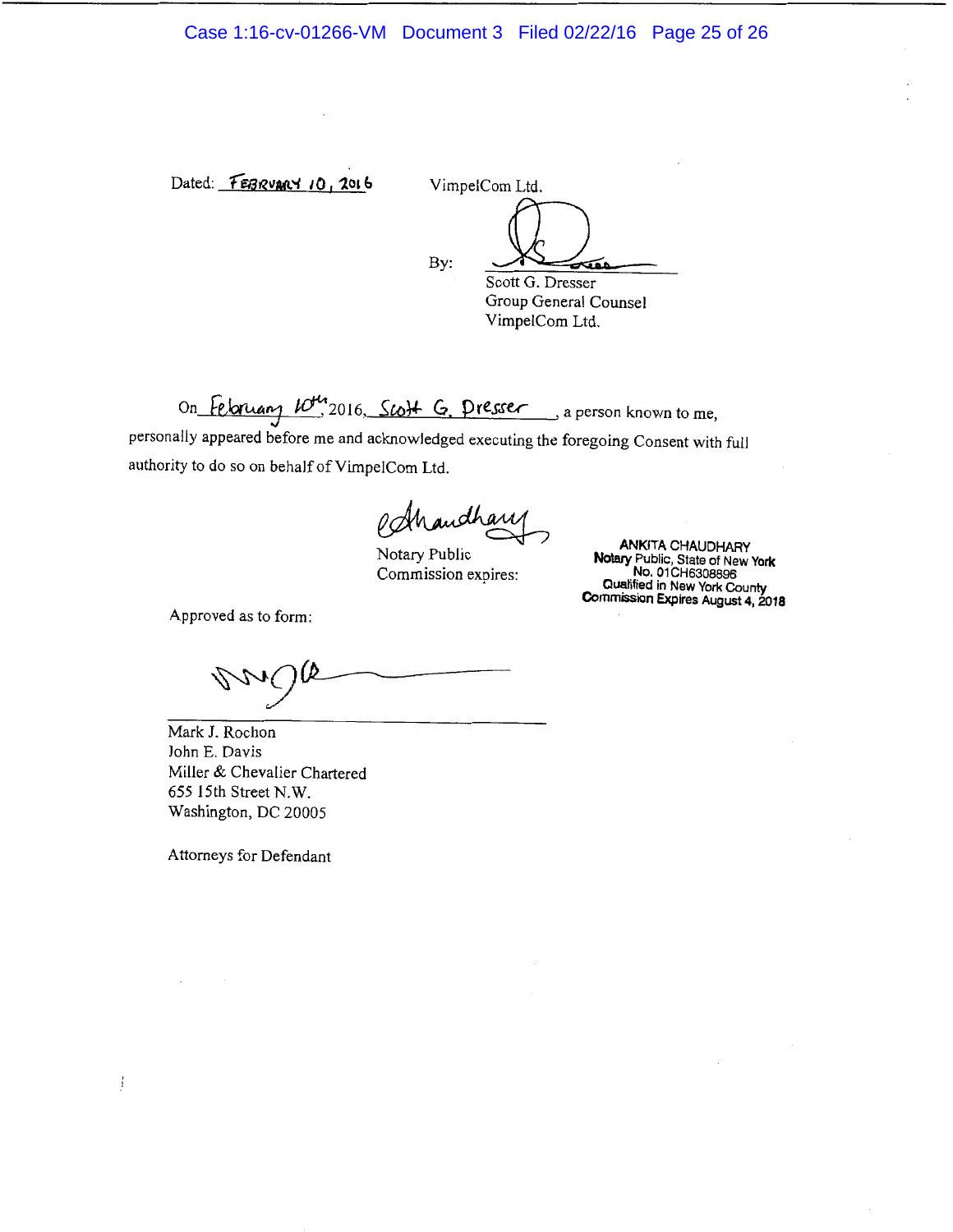Dated: FEBRUARY 10, 2016

VimpelCom Ltd.

By: ______________________

Scott G. Dresser
Group General Counsel
VimpelCom Ltd.

On February 10th 2016, Scott G. Dresser, a person known to me, personally appeared before me and acknowledged executing the foregoing Consent with full authority to do so on behalf of VimpelCom Ltd.

______________________

Notary Public
Commission expires:

ANKITA CHAUDHARY
Notary Public, State of New York
No. 01CH6308896
Qualified in New York County
Commission Expires August 4, 2018

Approved as to form:

______________________

Mark J. Rochon
John E. Davis
Miller & Chevalier Chartered
655 15th Street N.W.
Washington, DC 20005

Attorneys for Defendant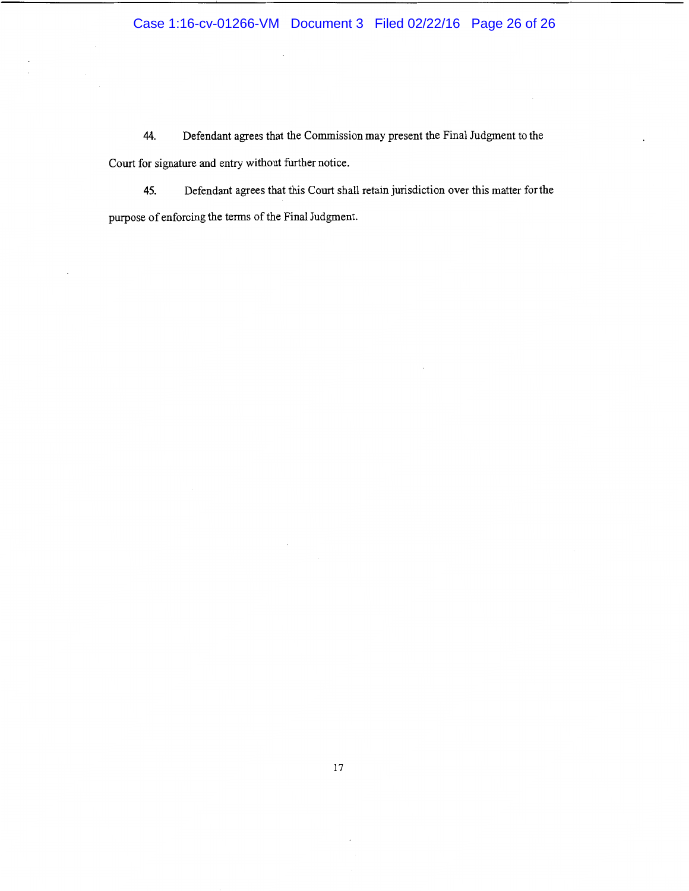44. Defendant agrees that the Commission may present the Final Judgment to the Court for signature and entry without further notice.

45. Defendant agrees that this Court shall retain jurisdiction over this matter for the purpose of enforcing the terms of the Final Judgment.